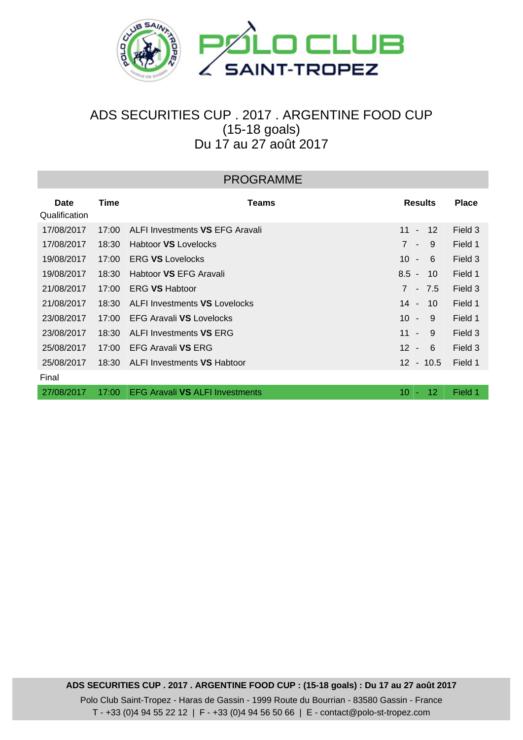POLO CLUB SAINT-TROPEZ

# ADS SECURITIES CUP . 2017 . ARGENTINE FOOD CUP
## (15-18 goals)
## Du 17 au 27 août 2017

### PROGRAMME

| Date | Time | Teams | Results | Place |
|---|---|---|---|---|
| Qualification | | | | |
| 17/08/2017 | 17:00 | ALFI Investments **VS** EFG Aravali | 11 - 12 | Field 3 |
| 17/08/2017 | 18:30 | Habtoor **VS** Lovelocks | 7 - 9 | Field 1 |
| 19/08/2017 | 17:00 | ERG **VS** Lovelocks | 10 - 6 | Field 3 |
| 19/08/2017 | 18:30 | Habtoor **VS** EFG Aravali | 8.5 - 10 | Field 1 |
| 21/08/2017 | 17:00 | ERG **VS** Habtoor | 7 - 7.5 | Field 3 |
| 21/08/2017 | 18:30 | ALFI Investments **VS** Lovelocks | 14 - 10 | Field 1 |
| 23/08/2017 | 17:00 | EFG Aravali **VS** Lovelocks | 10 - 9 | Field 1 |
| 23/08/2017 | 18:30 | ALFI Investments **VS** ERG | 11 - 9 | Field 3 |
| 25/08/2017 | 17:00 | EFG Aravali **VS** ERG | 12 - 6 | Field 3 |
| 25/08/2017 | 18:30 | ALFI Investments **VS** Habtoor | 12 - 10.5 | Field 1 |
| Final | | | | |
| 27/08/2017 | 17:00 | EFG Aravali **VS** ALFI Investments | 10 - 12 | Field 1 |

**ADS SECURITIES CUP . 2017 . ARGENTINE FOOD CUP : (15-18 goals) : Du 17 au 27 août 2017**

Polo Club Saint-Tropez - Haras de Gassin - 1999 Route du Bourrian - 83580 Gassin - France
T - +33 (0)4 94 55 22 12 | F - +33 (0)4 94 56 50 66 | E - contact@polo-st-tropez.com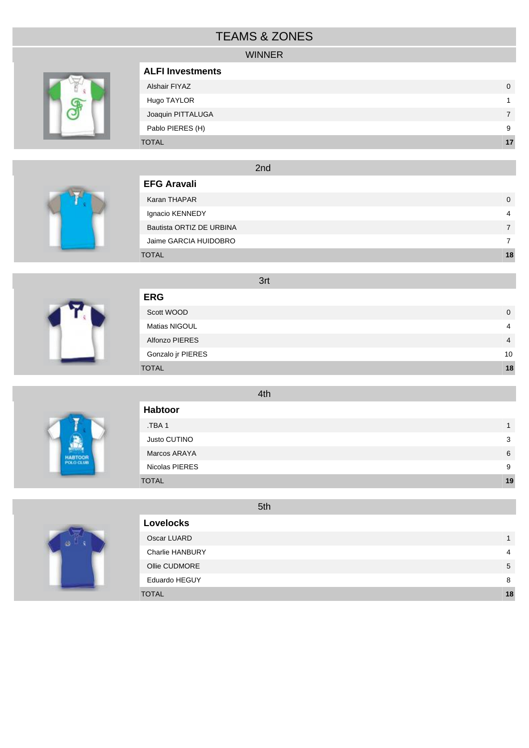# TEAMS & ZONES

## WINNER

| ALFI Investments | |
|---|---|
| Alshair FIYAZ | 0 |
| Hugo TAYLOR | 1 |
| Joaquin PITTALUGA | 7 |
| Pablo PIERES (H) | 9 |
| TOTAL | **17** |

## 2nd

| EFG Aravali | |
|---|---|
| Karan THAPAR | 0 |
| Ignacio KENNEDY | 4 |
| Bautista ORTIZ DE URBINA | 7 |
| Jaime GARCIA HUIDOBRO | 7 |
| TOTAL | **18** |

## 3rt

| ERG | |
|---|---|
| Scott WOOD | 0 |
| Matias NIGOUL | 4 |
| Alfonzo PIERES | 4 |
| Gonzalo jr PIERES | 10 |
| TOTAL | **18** |

## 4th

| Habtoor | |
|---|---|
| .TBA 1 | 1 |
| Justo CUTINO | 3 |
| Marcos ARAYA | 6 |
| Nicolas PIERES | 9 |
| TOTAL | **19** |

## 5th

| Lovelocks | |
|---|---|
| Oscar LUARD | 1 |
| Charlie HANBURY | 4 |
| Ollie CUDMORE | 5 |
| Eduardo HEGUY | 8 |
| TOTAL | **18** |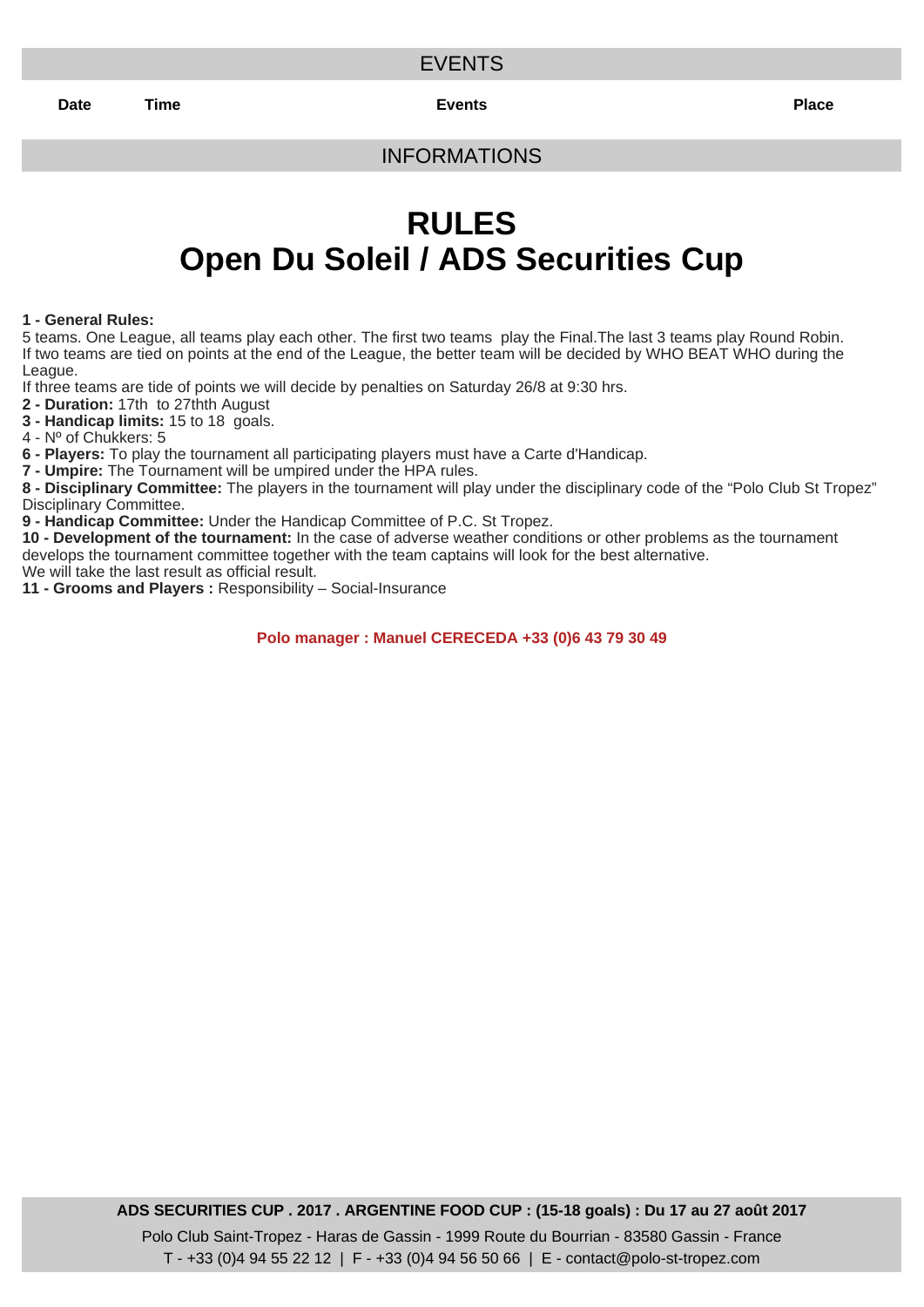EVENTS

| Date | Time | Events | Place |
| --- | --- | --- | --- |

INFORMATIONS

# RULES
# Open Du Soleil / ADS Securities Cup

**1 - General Rules:**
5 teams. One League, all teams play each other. The first two teams play the Final.The last 3 teams play Round Robin.
If two teams are tied on points at the end of the League, the better team will be decided by WHO BEAT WHO during the League.
If three teams are tide of points we will decide by penalties on Saturday 26/8 at 9:30 hrs.

**2 - Duration:** 17th to 27thth August

**3 - Handicap limits:** 15 to 18 goals.

4 - Nº of Chukkers: 5

**6 - Players:** To play the tournament all participating players must have a Carte d'Handicap.

**7 - Umpire:** The Tournament will be umpired under the HPA rules.

**8 - Disciplinary Committee:** The players in the tournament will play under the disciplinary code of the “Polo Club St Tropez” Disciplinary Committee.

**9 - Handicap Committee:** Under the Handicap Committee of P.C. St Tropez.

**10 - Development of the tournament:** In the case of adverse weather conditions or other problems as the tournament develops the tournament committee together with the team captains will look for the best alternative.
We will take the last result as official result.

**11 - Grooms and Players :** Responsibility – Social-Insurance

**Polo manager : Manuel CERECEDA +33 (0)6 43 79 30 49**

**ADS SECURITIES CUP . 2017 . ARGENTINE FOOD CUP : (15-18 goals) : Du 17 au 27 août 2017**

Polo Club Saint-Tropez - Haras de Gassin - 1999 Route du Bourrian - 83580 Gassin - France
T - +33 (0)4 94 55 22 12 | F - +33 (0)4 94 56 50 66 | E - contact@polo-st-tropez.com